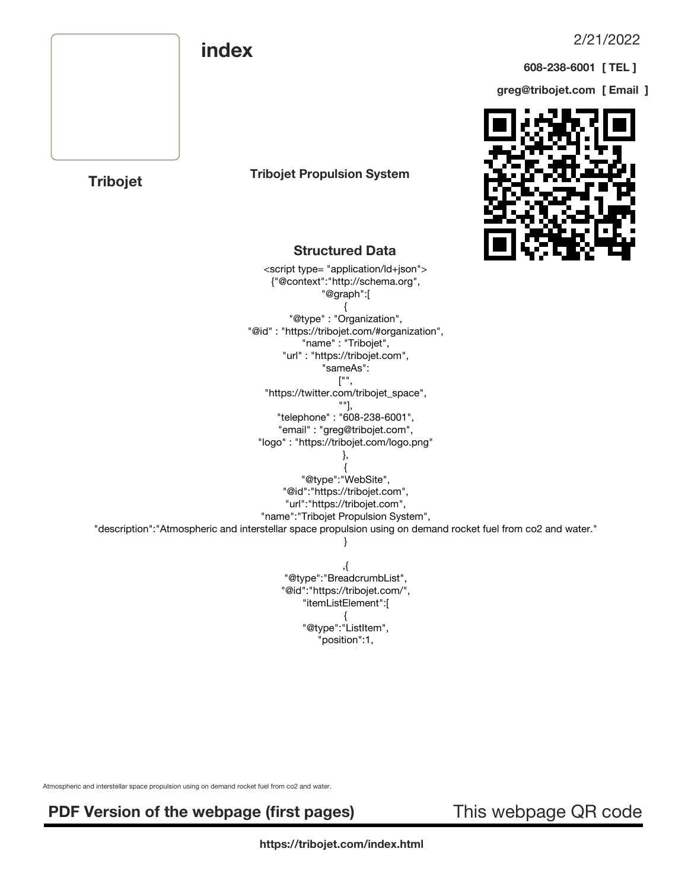# index

2/21/2022

**608-238-6001 [ TEL ]**

**greg@tribojet.com [ Email ]**

**Tribojet**

**Tribojet Propulsion System**

## Structured Data

```
<script type= "application/ld+json">
{"@context":"http://schema.org",
"@graph":[
{
"@type" : "Organization",
"@id" : "https://tribojet.com/#organization",
"name" : "Tribojet",
"url" : "https://tribojet.com",
"sameAs":
["",
"https://twitter.com/tribojet_space",
""],
"telephone" : "608-238-6001",
"email" : "greg@tribojet.com",
"logo" : "https://tribojet.com/logo.png"
},
{
"@type":"WebSite",
"@id":"https://tribojet.com",
"url":"https://tribojet.com",
"name":"Tribojet Propulsion System",
"description":"Atmospheric and interstellar space propulsion using on demand rocket fuel from co2 and water."
}

,{
"@type":"BreadcrumbList",
"@id":"https://tribojet.com/",
"itemListElement":[
{
"@type":"ListItem",
"position":1,
```

Atmospheric and interstellar space propulsion using on demand rocket fuel from co2 and water.

**PDF Version of the webpage (first pages)**

This webpage QR code

**https://tribojet.com/index.html**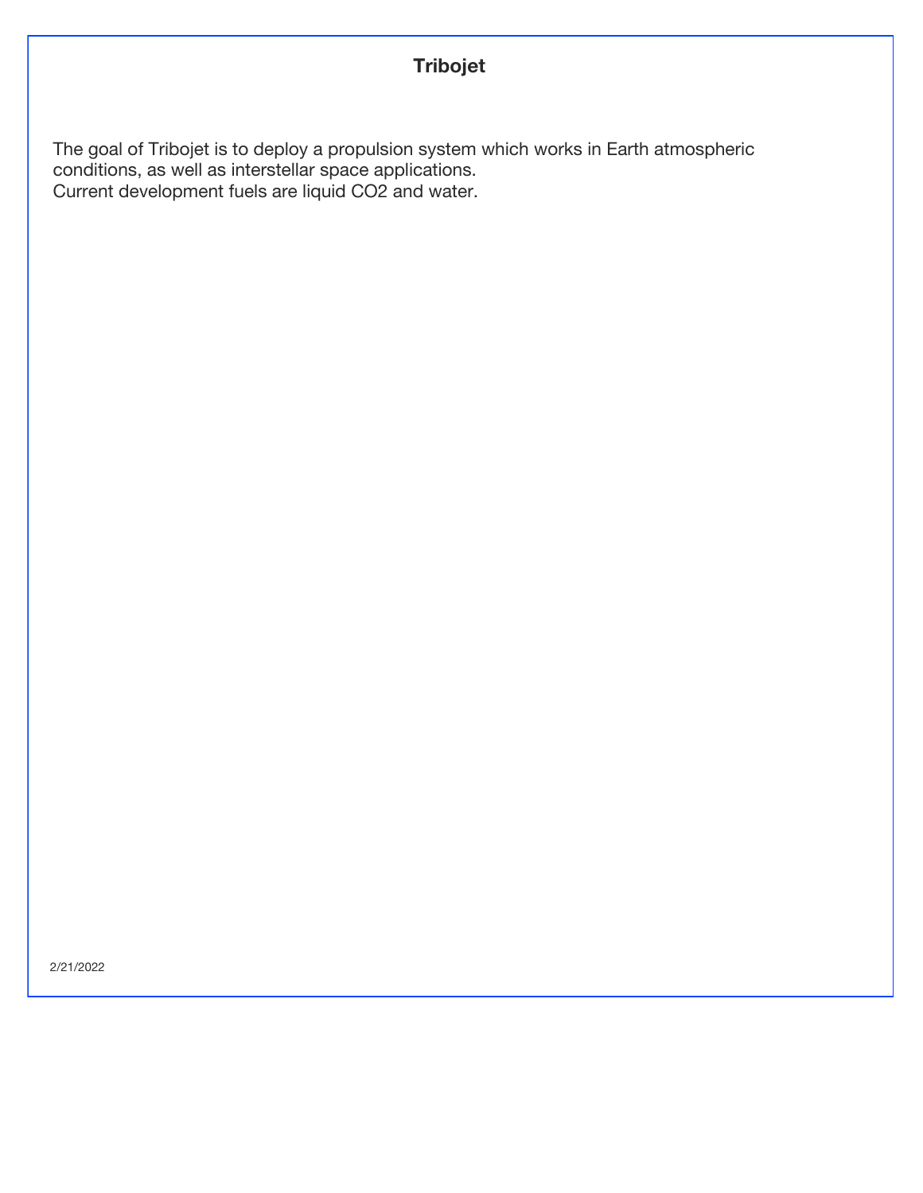# Tribojet

The goal of Tribojet is to deploy a propulsion system which works in Earth atmospheric conditions, as well as interstellar space applications.
Current development fuels are liquid $CO_2$ and water.

2/21/2022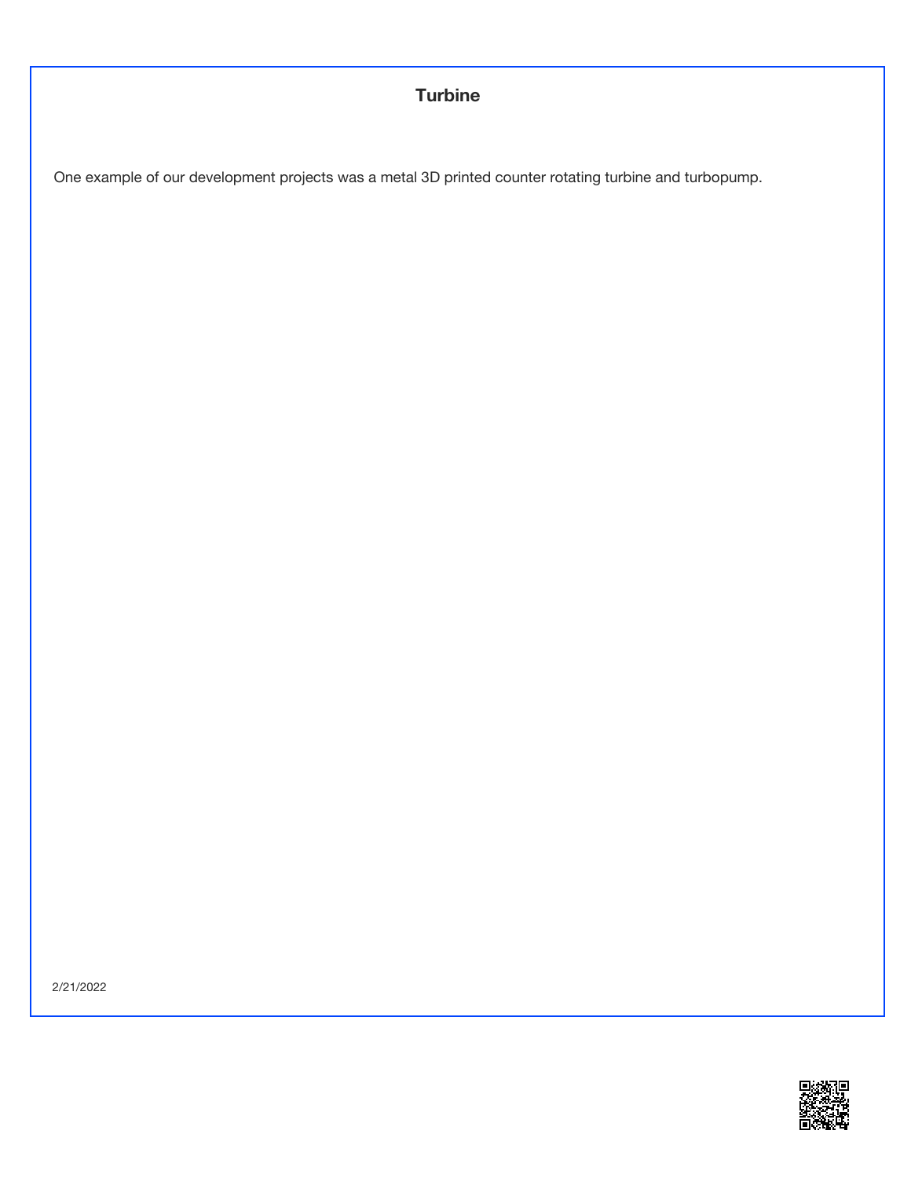# Turbine

One example of our development projects was a metal 3D printed counter rotating turbine and turbopump.

2/21/2022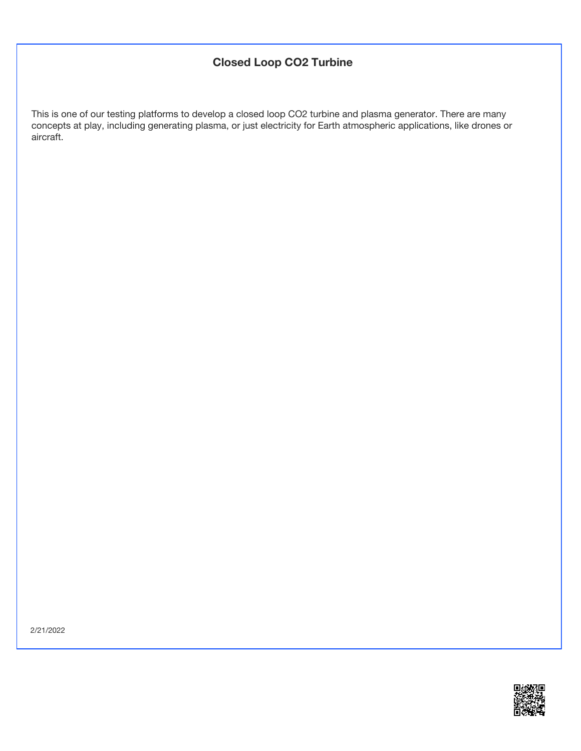# Closed Loop $CO_2$ Turbine

This is one of our testing platforms to develop a closed loop $CO_2$ turbine and plasma generator. There are many concepts at play, including generating plasma, or just electricity for Earth atmospheric applications, like drones or aircraft.

2/21/2022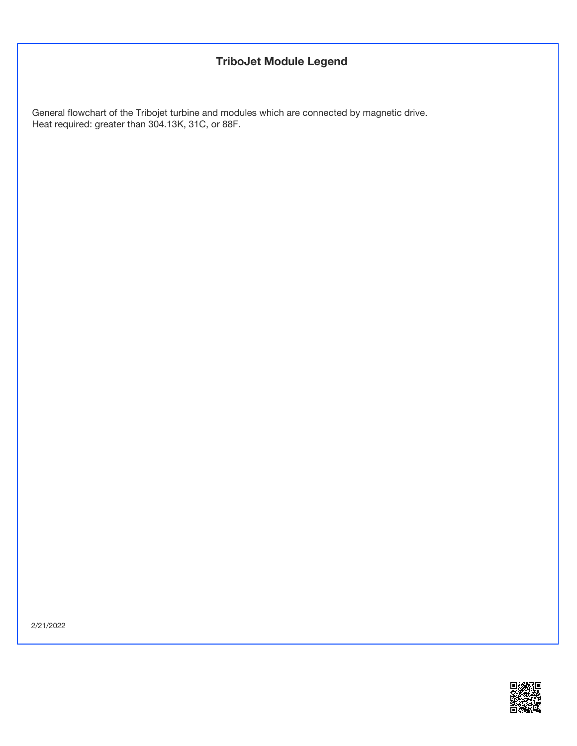## TriboJet Module Legend

General flowchart of the Tribojet turbine and modules which are connected by magnetic drive.
Heat required: greater than 304.13K, 31C, or 88F.

2/21/2022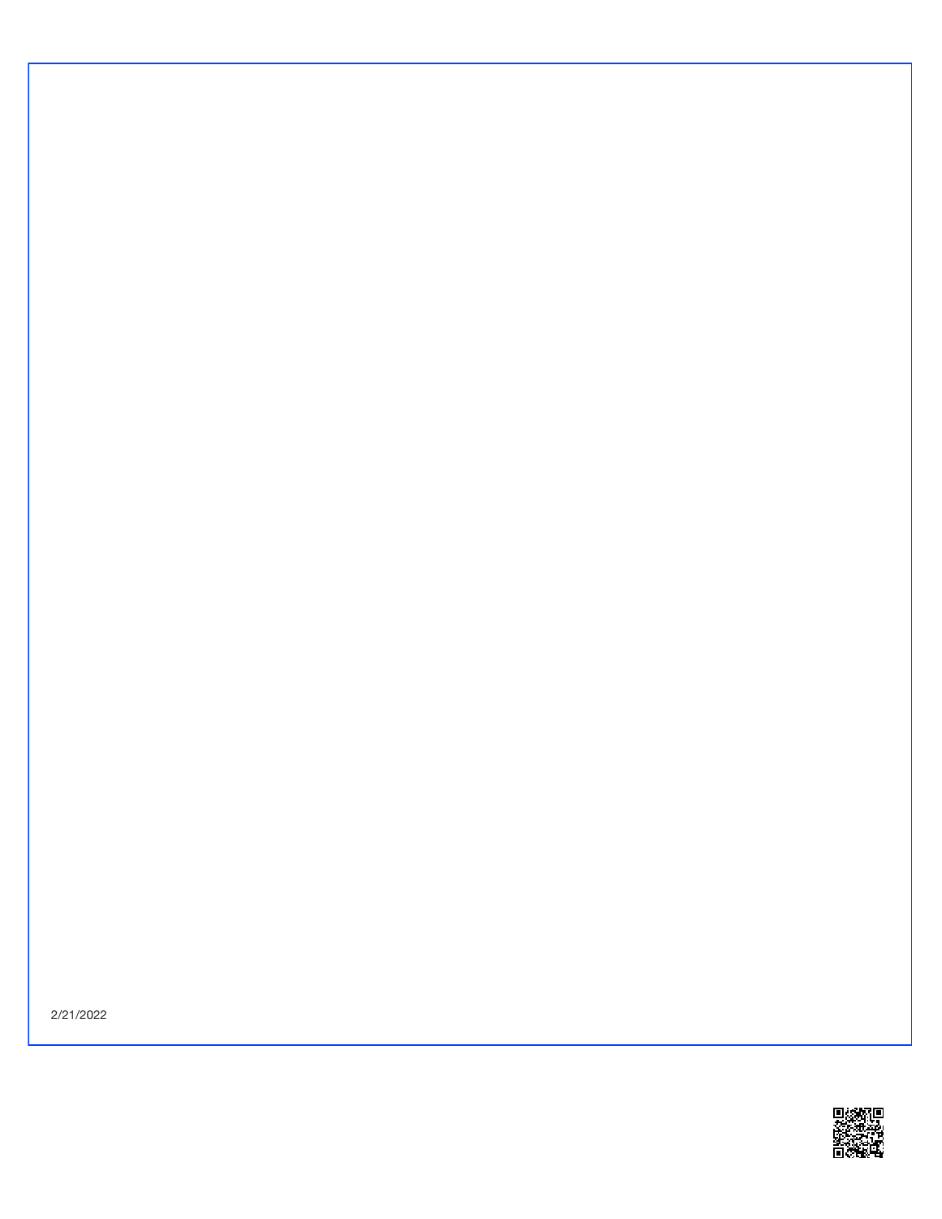2/21/2022